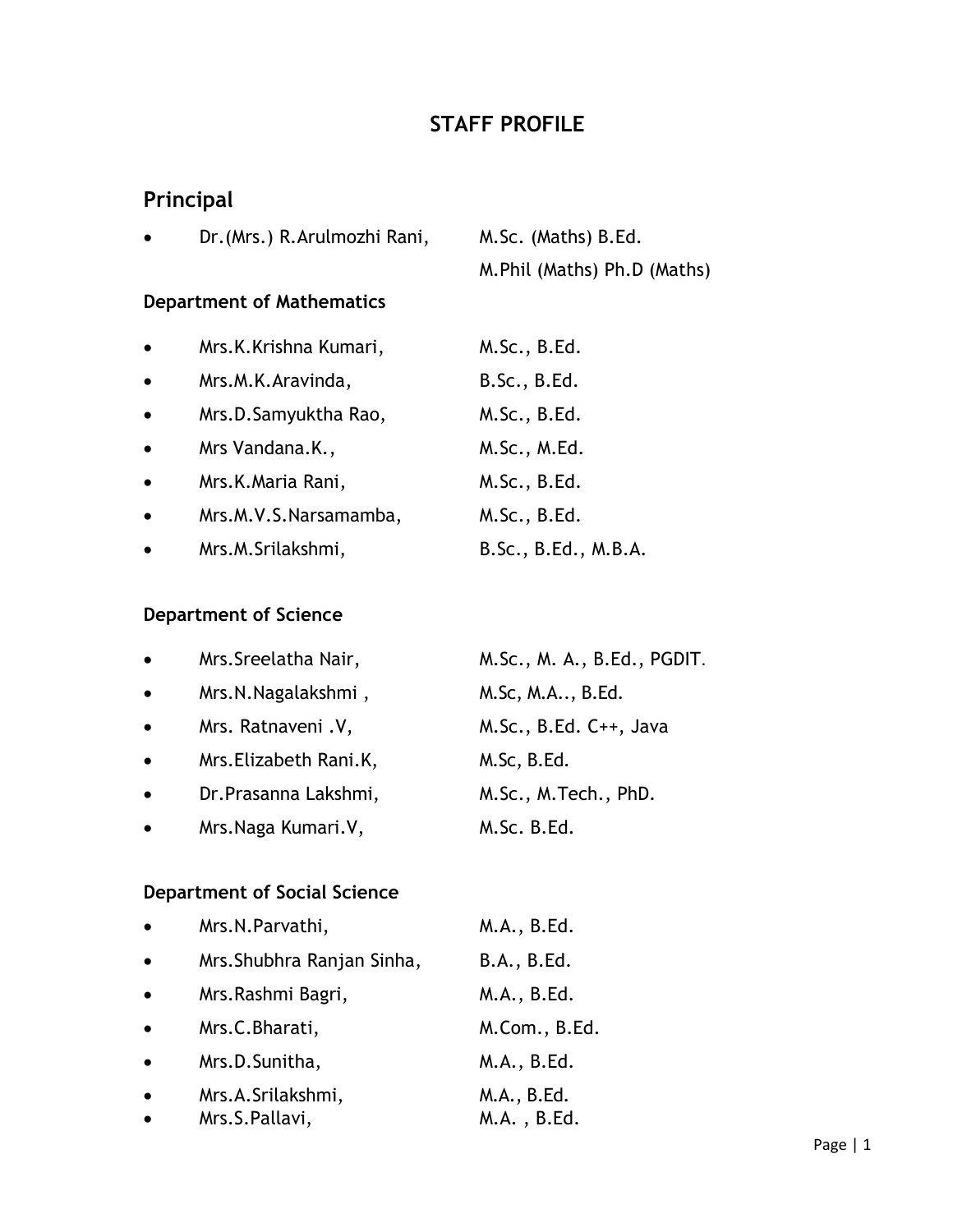# STAFF PROFILE

## Principal

- Dr.(Mrs.) R.Arulmozhi Rani, M.Sc. (Maths) B.Ed. M.Phil (Maths) Ph.D (Maths)

### Department of Mathematics

- Mrs.K.Krishna Kumari, M.Sc., B.Ed.
- Mrs.M.K.Aravinda, B.Sc., B.Ed.
- Mrs.D.Samyuktha Rao, M.Sc., B.Ed.
- Mrs Vandana.K., M.Sc., M.Ed.
- Mrs.K.Maria Rani, M.Sc., B.Ed.
- Mrs.M.V.S.Narsamamba, M.Sc., B.Ed.
- Mrs.M.Srilakshmi, B.Sc., B.Ed., M.B.A.

### Department of Science

- Mrs.Sreelatha Nair, M.Sc., M. A., B.Ed., PGDIT.
- Mrs.N.Nagalakshmi , M.Sc, M.A.., B.Ed.
- Mrs. Ratnaveni .V, M.Sc., B.Ed. C++, Java
- Mrs.Elizabeth Rani.K, M.Sc, B.Ed.
- Dr.Prasanna Lakshmi, M.Sc., M.Tech., PhD.
- Mrs.Naga Kumari.V, M.Sc. B.Ed.

### Department of Social Science

- Mrs.N.Parvathi, M.A., B.Ed.
- Mrs.Shubhra Ranjan Sinha, B.A., B.Ed.
- Mrs.Rashmi Bagri, M.A., B.Ed.
- Mrs.C.Bharati, M.Com., B.Ed.
- Mrs.D.Sunitha, M.A., B.Ed.
- Mrs.A.Srilakshmi, M.A., B.Ed.
- Mrs.S.Pallavi, M.A. , B.Ed.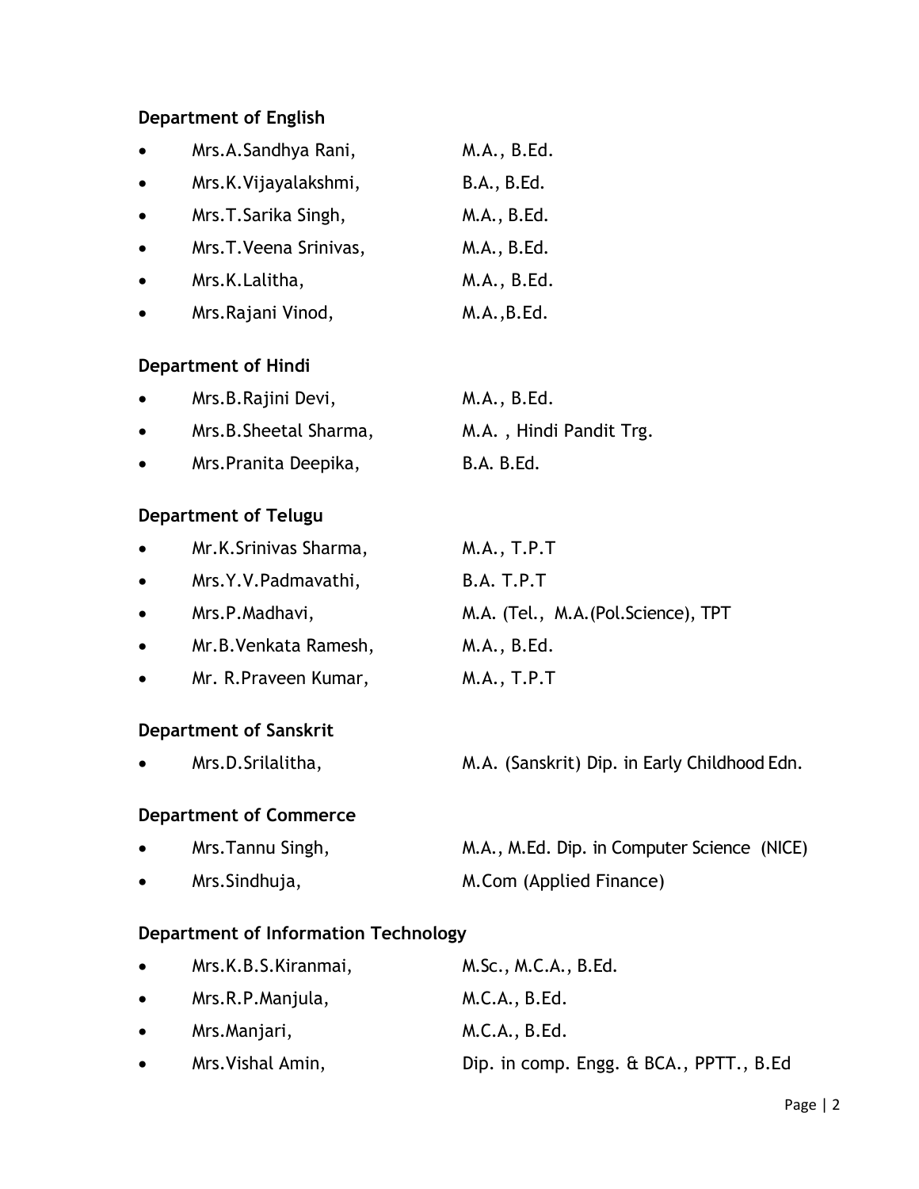### Department of English

- Mrs.A.Sandhya Rani, M.A., B.Ed.
- Mrs.K.Vijayalakshmi, B.A., B.Ed.
- Mrs.T.Sarika Singh, M.A., B.Ed.
- Mrs.T.Veena Srinivas, M.A., B.Ed.
- Mrs.K.Lalitha, M.A., B.Ed.
- Mrs.Rajani Vinod, M.A.,B.Ed.

### Department of Hindi

- Mrs.B.Rajini Devi, M.A., B.Ed.
- Mrs.B.Sheetal Sharma, M.A. , Hindi Pandit Trg.
- Mrs.Pranita Deepika, B.A. B.Ed.

### Department of Telugu

- Mr.K.Srinivas Sharma, M.A., T.P.T
- Mrs.Y.V.Padmavathi, B.A. T.P.T
- Mrs.P.Madhavi, M.A. (Tel., M.A.(Pol.Science), TPT
- Mr.B.Venkata Ramesh, M.A., B.Ed.
- Mr. R.Praveen Kumar, M.A., T.P.T

### Department of Sanskrit

- Mrs.D.Srilalitha, M.A. (Sanskrit) Dip. in Early Childhood Edn.

### Department of Commerce

- Mrs.Tannu Singh, M.A., M.Ed. Dip. in Computer Science (NICE)
- Mrs.Sindhuja, M.Com (Applied Finance)

### Department of Information Technology

- Mrs.K.B.S.Kiranmai, M.Sc., M.C.A., B.Ed.
- Mrs.R.P.Manjula, M.C.A., B.Ed.
- Mrs.Manjari, M.C.A., B.Ed.
- Mrs.Vishal Amin, Dip. in comp. Engg. & BCA., PPTT., B.Ed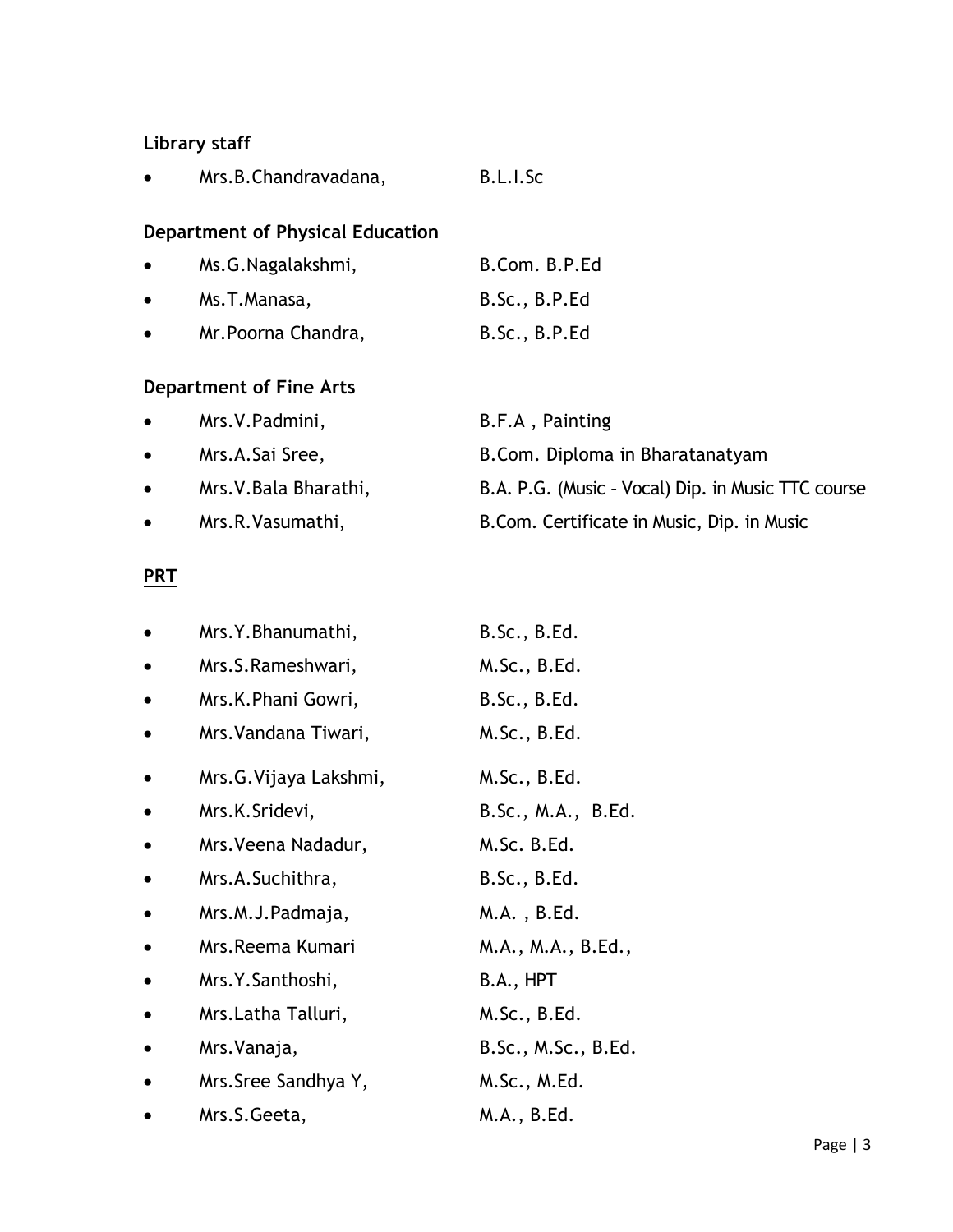**Library staff**

- Mrs.B.Chandravadana, B.L.I.Sc

**Department of Physical Education**

- Ms.G.Nagalakshmi, B.Com. B.P.Ed
- Ms.T.Manasa, B.Sc., B.P.Ed
- Mr.Poorna Chandra, B.Sc., B.P.Ed

**Department of Fine Arts**

- Mrs.V.Padmini, B.F.A , Painting
- Mrs.A.Sai Sree, B.Com. Diploma in Bharatanatyam
- Mrs.V.Bala Bharathi, B.A. P.G. (Music – Vocal) Dip. in Music TTC course
- Mrs.R.Vasumathi, B.Com. Certificate in Music, Dip. in Music

**PRT**

- Mrs.Y.Bhanumathi, B.Sc., B.Ed.
- Mrs.S.Rameshwari, M.Sc., B.Ed.
- Mrs.K.Phani Gowri, B.Sc., B.Ed.
- Mrs.Vandana Tiwari, M.Sc., B.Ed.
- Mrs.G.Vijaya Lakshmi, M.Sc., B.Ed.
- Mrs.K.Sridevi, B.Sc., M.A., B.Ed.
- Mrs.Veena Nadadur, M.Sc. B.Ed.
- Mrs.A.Suchithra, B.Sc., B.Ed.
- Mrs.M.J.Padmaja, M.A. , B.Ed.
- Mrs.Reema Kumari M.A., M.A., B.Ed.,
- Mrs.Y.Santhoshi, B.A., HPT
- Mrs.Latha Talluri, M.Sc., B.Ed.
- Mrs.Vanaja, B.Sc., M.Sc., B.Ed.
- Mrs.Sree Sandhya Y, M.Sc., M.Ed.
- Mrs.S.Geeta, M.A., B.Ed.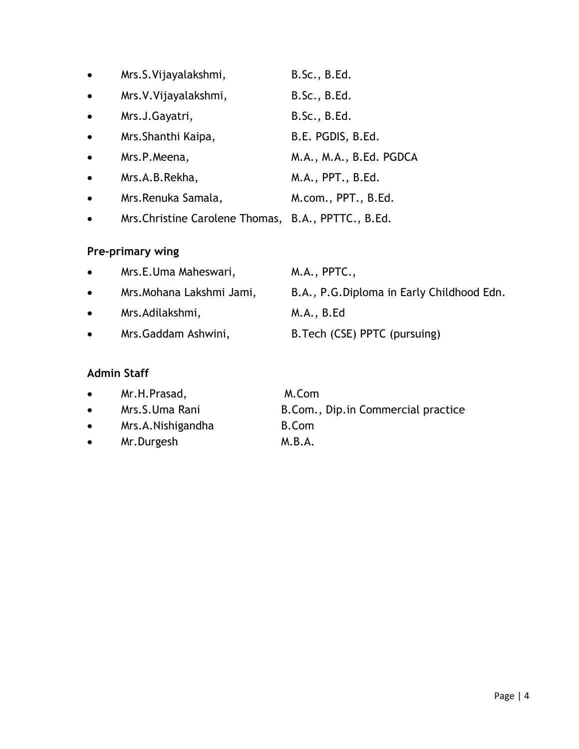- Mrs.S.Vijayalakshmi, B.Sc., B.Ed.
- Mrs.V.Vijayalakshmi, B.Sc., B.Ed.
- Mrs.J.Gayatri, B.Sc., B.Ed.
- Mrs.Shanthi Kaipa, B.E. PGDIS, B.Ed.
- Mrs.P.Meena, M.A., M.A., B.Ed. PGDCA
- Mrs.A.B.Rekha, M.A., PPT., B.Ed.
- Mrs.Renuka Samala, M.com., PPT., B.Ed.
- Mrs.Christine Carolene Thomas, B.A., PPTTC., B.Ed.

**Pre-primary wing**

- Mrs.E.Uma Maheswari, M.A., PPTC.,
- Mrs.Mohana Lakshmi Jami, B.A., P.G.Diploma in Early Childhood Edn.
- Mrs.Adilakshmi, M.A., B.Ed
- Mrs.Gaddam Ashwini, B.Tech (CSE) PPTC (pursuing)

**Admin Staff**

- Mr.H.Prasad, M.Com
- Mrs.S.Uma Rani B.Com., Dip.in Commercial practice
- Mrs.A.Nishigandha B.Com
- Mr.Durgesh M.B.A.